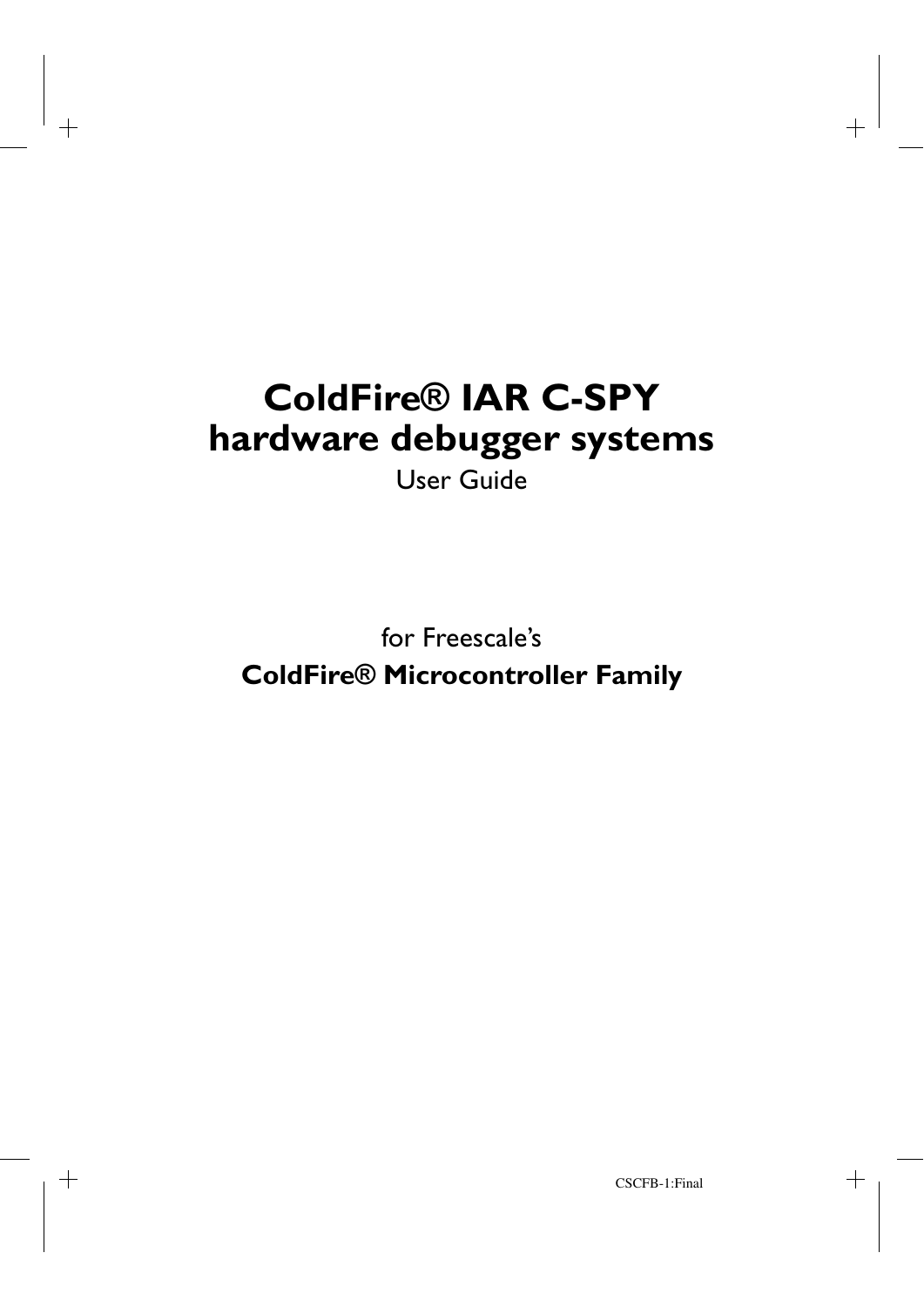# ColdFire® IAR C-SPY hardware debugger systems

User Guide

for Freescale's

**ColdFire® Microcontroller Family**

CSCFB-1:Final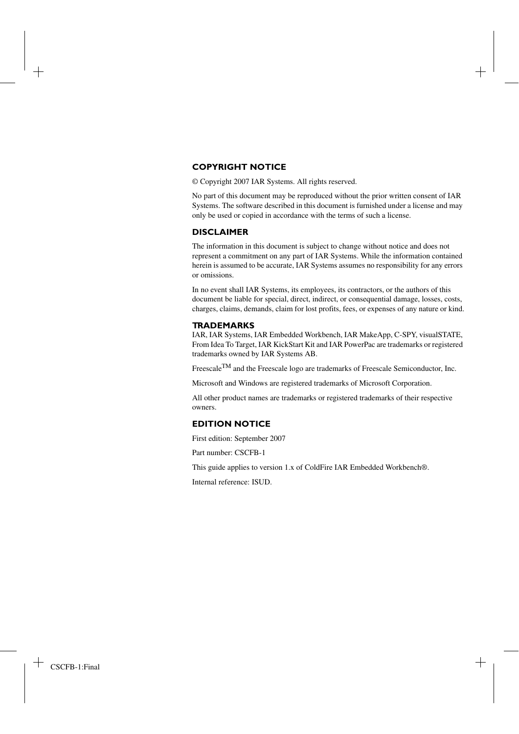## COPYRIGHT NOTICE

© Copyright 2007 IAR Systems. All rights reserved.

No part of this document may be reproduced without the prior written consent of IAR Systems. The software described in this document is furnished under a license and may only be used or copied in accordance with the terms of such a license.

## DISCLAIMER

The information in this document is subject to change without notice and does not represent a commitment on any part of IAR Systems. While the information contained herein is assumed to be accurate, IAR Systems assumes no responsibility for any errors or omissions.

In no event shall IAR Systems, its employees, its contractors, or the authors of this document be liable for special, direct, indirect, or consequential damage, losses, costs, charges, claims, demands, claim for lost profits, fees, or expenses of any nature or kind.

## TRADEMARKS

IAR, IAR Systems, IAR Embedded Workbench, IAR MakeApp, C-SPY, visualSTATE, From Idea To Target, IAR KickStart Kit and IAR PowerPac are trademarks or registered trademarks owned by IAR Systems AB.

Freescale™ and the Freescale logo are trademarks of Freescale Semiconductor, Inc.

Microsoft and Windows are registered trademarks of Microsoft Corporation.

All other product names are trademarks or registered trademarks of their respective owners.

## EDITION NOTICE

First edition: September 2007

Part number: CSCFB-1

This guide applies to version 1.x of ColdFire IAR Embedded Workbench®.

Internal reference: ISUD.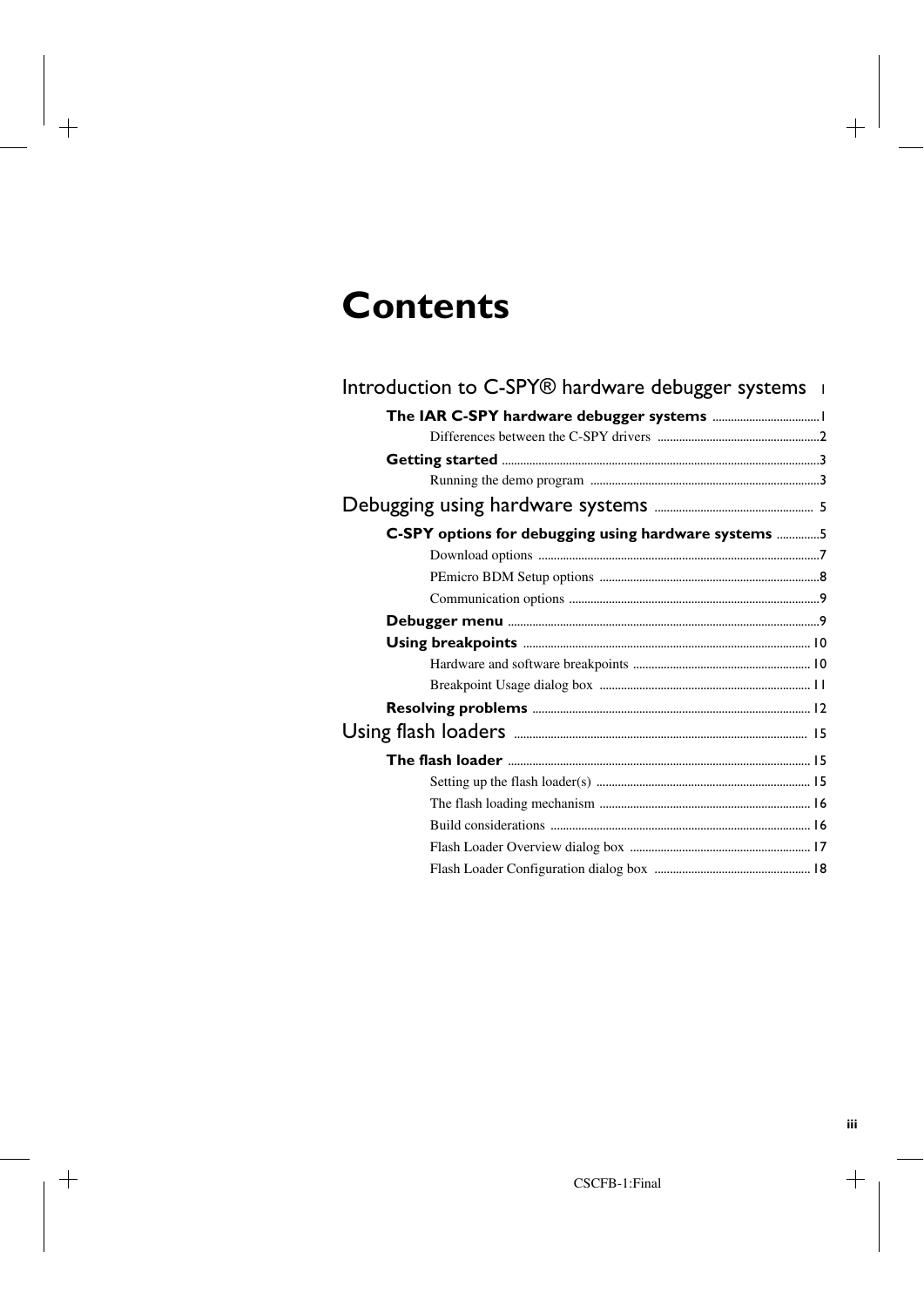# Contents

Introduction to C-SPY® hardware debugger systems ..... 1

- **The IAR C-SPY hardware debugger systems** ..... 1
  - Differences between the C-SPY drivers ..... 2
- **Getting started** ..... 3
  - Running the demo program ..... 3

Debugging using hardware systems ..... 5

- **C-SPY options for debugging using hardware systems** ..... 5
  - Download options ..... 7
  - PEmicro BDM Setup options ..... 8
  - Communication options ..... 9
- **Debugger menu** ..... 9
- **Using breakpoints** ..... 10
  - Hardware and software breakpoints ..... 10
  - Breakpoint Usage dialog box ..... 11
- **Resolving problems** ..... 12

Using flash loaders ..... 15

- **The flash loader** ..... 15
  - Setting up the flash loader(s) ..... 15
  - The flash loading mechanism ..... 16
  - Build considerations ..... 16
  - Flash Loader Overview dialog box ..... 17
  - Flash Loader Configuration dialog box ..... 18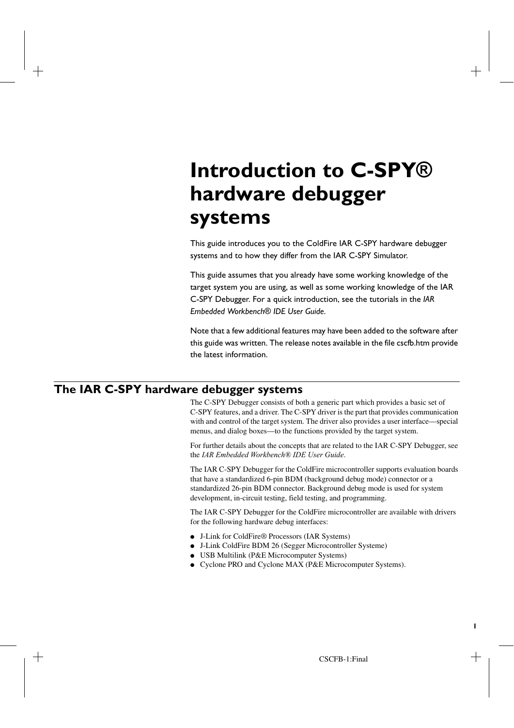# Introduction to C-SPY® hardware debugger systems

This guide introduces you to the ColdFire IAR C-SPY hardware debugger systems and to how they differ from the IAR C-SPY Simulator.

This guide assumes that you already have some working knowledge of the target system you are using, as well as some working knowledge of the IAR C-SPY Debugger. For a quick introduction, see the tutorials in the *IAR Embedded Workbench® IDE User Guide*.

Note that a few additional features may have been added to the software after this guide was written. The release notes available in the file cscfb.htm provide the latest information.

## The IAR C-SPY hardware debugger systems

The C-SPY Debugger consists of both a generic part which provides a basic set of C-SPY features, and a driver. The C-SPY driver is the part that provides communication with and control of the target system. The driver also provides a user interface—special menus, and dialog boxes—to the functions provided by the target system.

For further details about the concepts that are related to the IAR C-SPY Debugger, see the *IAR Embedded Workbench® IDE User Guide*.

The IAR C-SPY Debugger for the ColdFire microcontroller supports evaluation boards that have a standardized 6-pin BDM (background debug mode) connector or a standardized 26-pin BDM connector. Background debug mode is used for system development, in-circuit testing, field testing, and programming.

The IAR C-SPY Debugger for the ColdFire microcontroller are available with drivers for the following hardware debug interfaces:

- J-Link for ColdFire® Processors (IAR Systems)
- J-Link ColdFire BDM 26 (Segger Microcontroller Systeme)
- USB Multilink (P&E Microcomputer Systems)
- Cyclone PRO and Cyclone MAX (P&E Microcomputer Systems).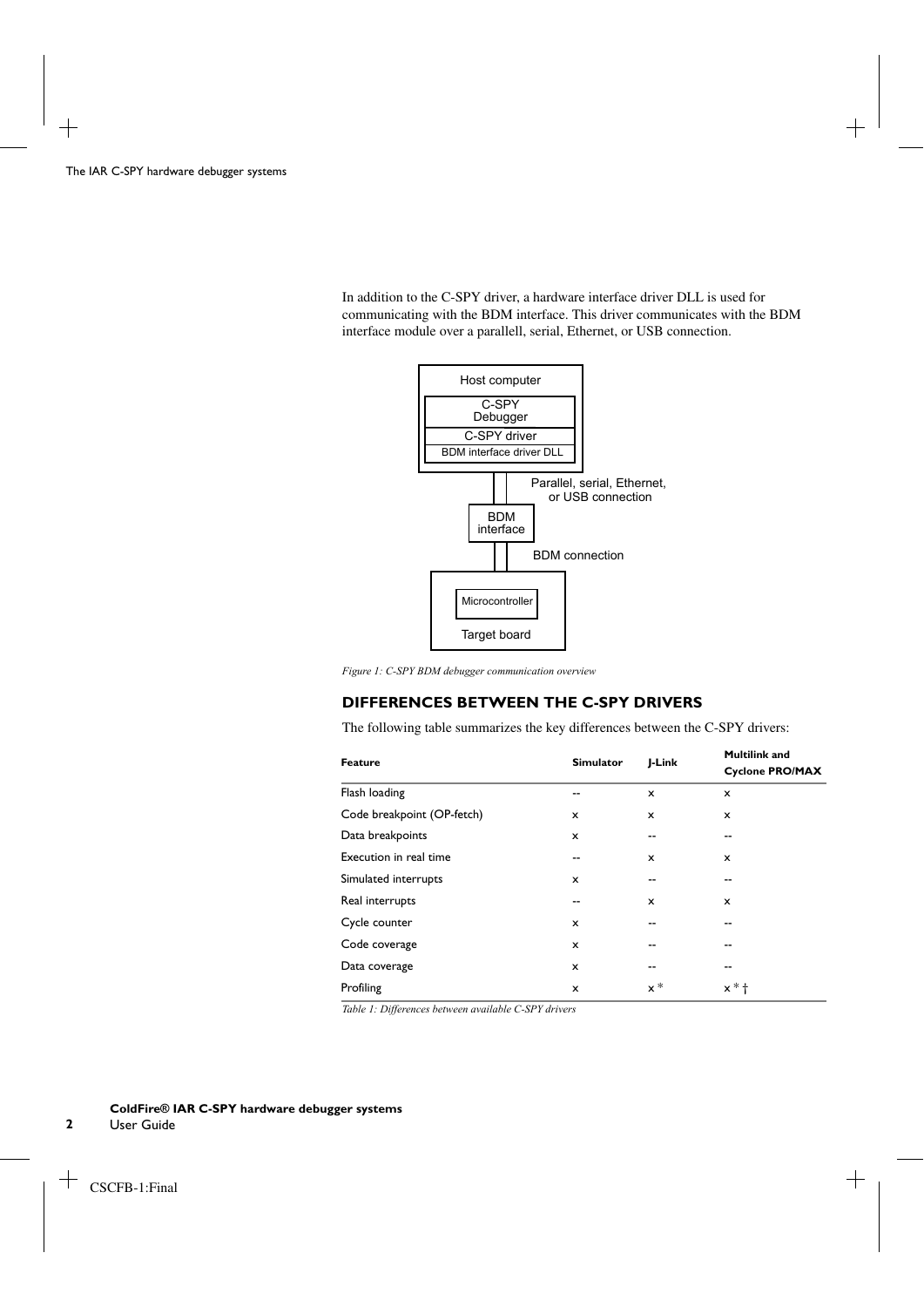In addition to the C-SPY driver, a hardware interface driver DLL is used for communicating with the BDM interface. This driver communicates with the BDM interface module over a parallell, serial, Ethernet, or USB connection.

Host computer

C-SPY Debugger

C-SPY driver

BDM interface driver DLL

Parallel, serial, Ethernet, or USB connection

BDM interface

BDM connection

Microcontroller

Target board

*Figure 1: C-SPY BDM debugger communication overview*

## DIFFERENCES BETWEEN THE C-SPY DRIVERS

The following table summarizes the key differences between the C-SPY drivers:

| Feature | Simulator | J-Link | Multilink and Cyclone PRO/MAX |
|---|---|---|---|
| Flash loading | -- | x | x |
| Code breakpoint (OP-fetch) | x | x | x |
| Data breakpoints | x | -- | -- |
| Execution in real time | -- | x | x |
| Simulated interrupts | x | -- | -- |
| Real interrupts | -- | x | x |
| Cycle counter | x | -- | -- |
| Code coverage | x | -- | -- |
| Data coverage | x | -- | -- |
| Profiling | x | x * | x * † |

*Table 1: Differences between available C-SPY drivers*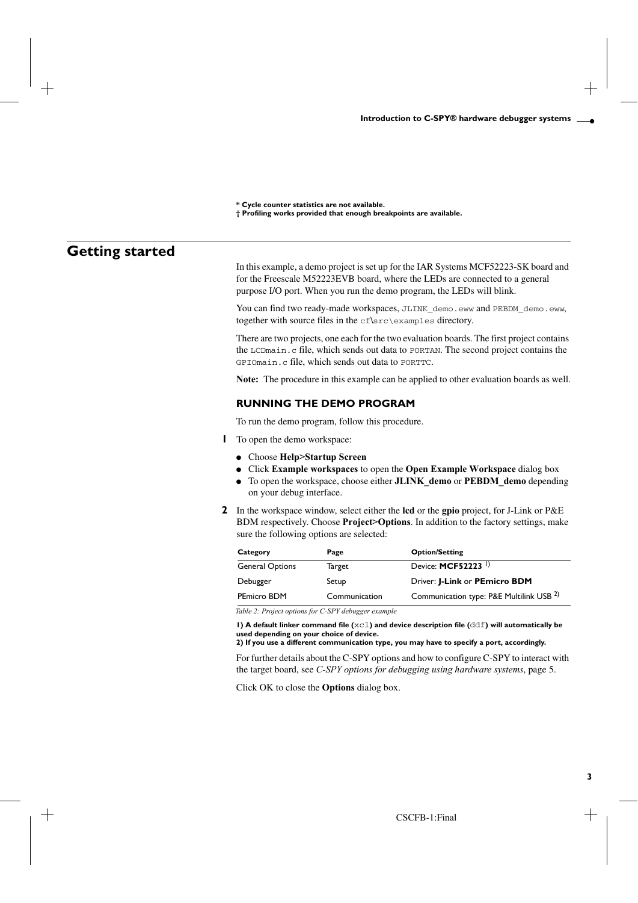\* Cycle counter statistics are not available.
† Profiling works provided that enough breakpoints are available.

# Getting started

In this example, a demo project is set up for the IAR Systems MCF52223-SK board and for the Freescale M52223EVB board, where the LEDs are connected to a general purpose I/O port. When you run the demo program, the LEDs will blink.

You can find two ready-made workspaces, `JLINK_demo.eww` and `PEBDM_demo.eww`, together with source files in the `cf\src\examples` directory.

There are two projects, one each for the two evaluation boards. The first project contains the `LCDmain.c` file, which sends out data to `PORTAN`. The second project contains the `GPIOmain.c` file, which sends out data to `PORTTC`.

**Note:** The procedure in this example can be applied to other evaluation boards as well.

## RUNNING THE DEMO PROGRAM

To run the demo program, follow this procedure.

**1** To open the demo workspace:

- Choose **Help>Startup Screen**
- Click **Example workspaces** to open the **Open Example Workspace** dialog box
- To open the workspace, choose either **JLINK_demo** or **PEBDM_demo** depending on your debug interface.

**2** In the workspace window, select either the **lcd** or the **gpio** project, for J-Link or P&E BDM respectively. Choose **Project>Options**. In addition to the factory settings, make sure the following options are selected:

| Category | Page | Option/Setting |
|---|---|---|
| General Options | Target | Device: **MCF52223** 1) |
| Debugger | Setup | Driver: **J-Link** or **PEmicro BDM** |
| PEmicro BDM | Communication | Communication type: P&E Multilink USB 2) |

*Table 2: Project options for C-SPY debugger example*

**1) A default linker command file (`xcl`) and device description file (`ddf`) will automatically be used depending on your choice of device.**
**2) If you use a different communication type, you may have to specify a port, accordingly.**

For further details about the C-SPY options and how to configure C-SPY to interact with the target board, see *C-SPY options for debugging using hardware systems*, page 5.

Click OK to close the **Options** dialog box.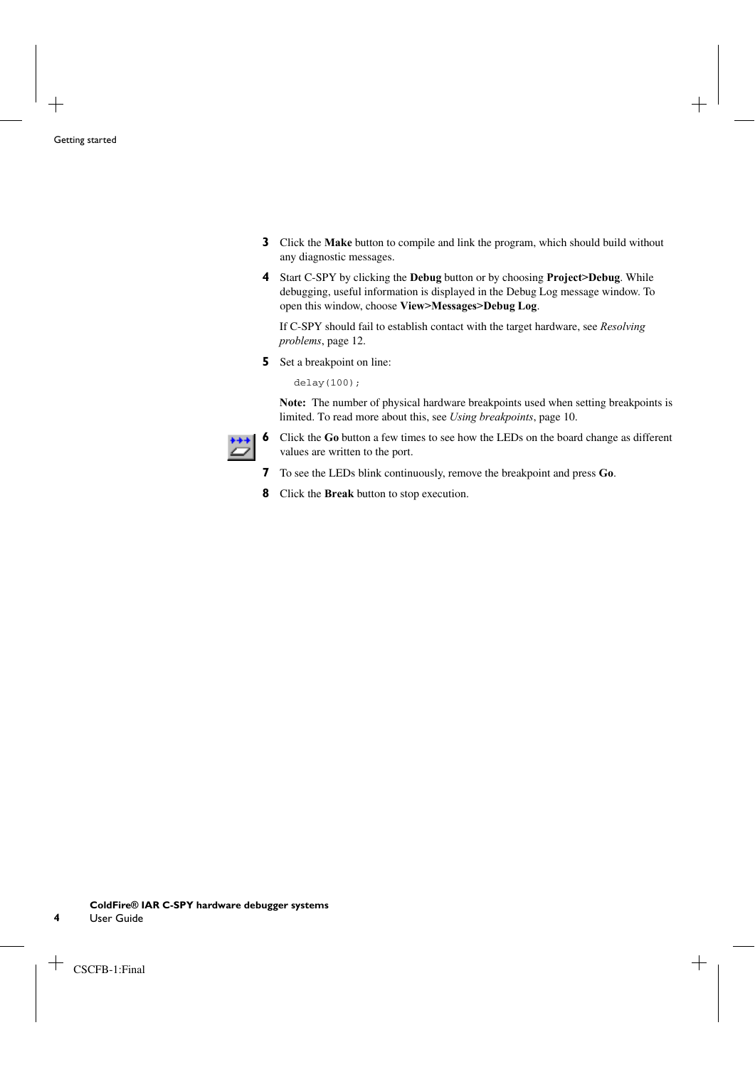3. Click the **Make** button to compile and link the program, which should build without any diagnostic messages.

4. Start C-SPY by clicking the **Debug** button or by choosing **Project>Debug**. While debugging, useful information is displayed in the Debug Log message window. To open this window, choose **View>Messages>Debug Log**.

   If C-SPY should fail to establish contact with the target hardware, see *Resolving problems*, page 12.

5. Set a breakpoint on line:

   ```
   delay(100);
   ```

   **Note:** The number of physical hardware breakpoints used when setting breakpoints is limited. To read more about this, see *Using breakpoints*, page 10.

6. Click the **Go** button a few times to see how the LEDs on the board change as different values are written to the port.

7. To see the LEDs blink continuously, remove the breakpoint and press **Go**.

8. Click the **Break** button to stop execution.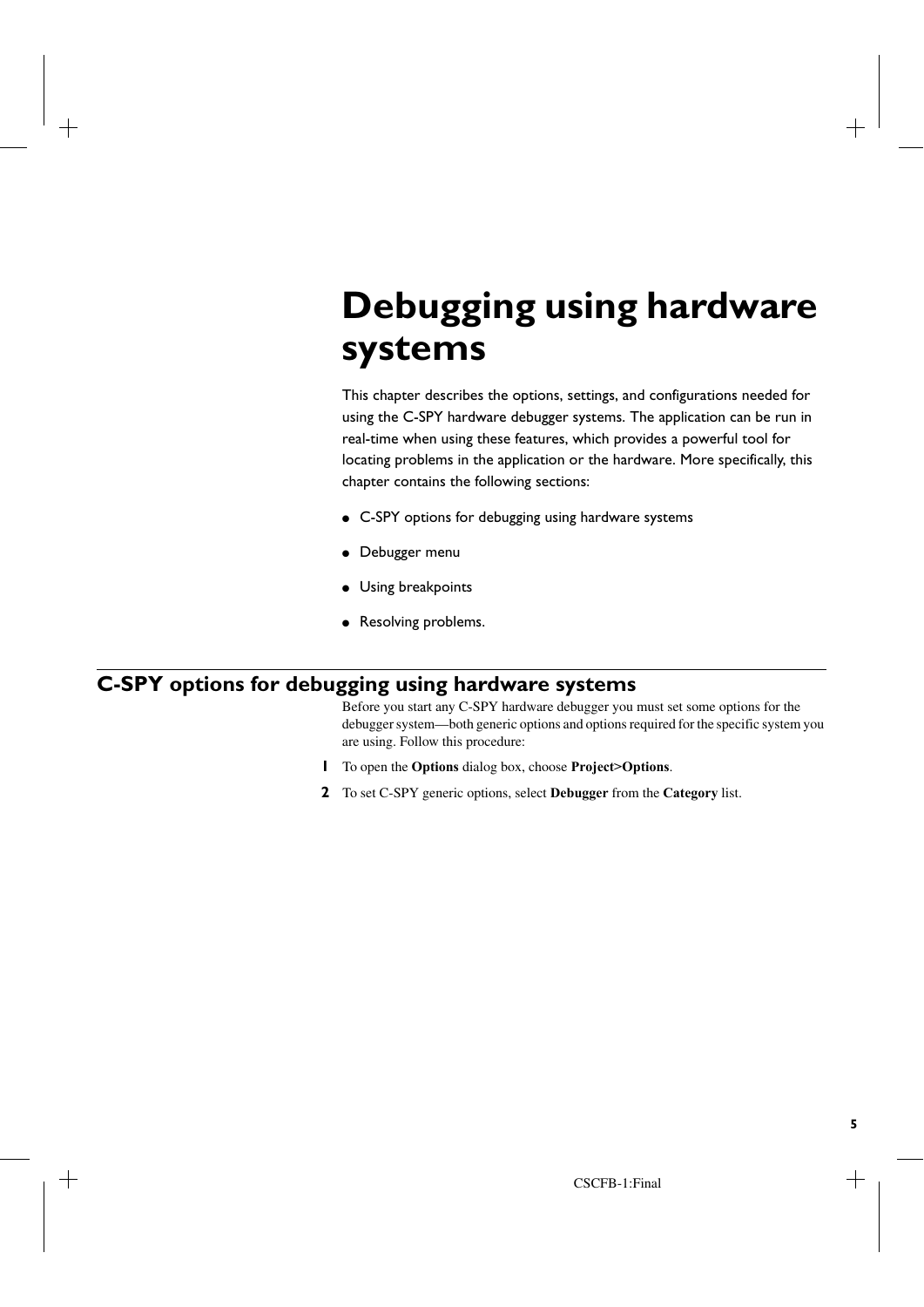# Debugging using hardware systems

This chapter describes the options, settings, and configurations needed for using the C-SPY hardware debugger systems. The application can be run in real-time when using these features, which provides a powerful tool for locating problems in the application or the hardware. More specifically, this chapter contains the following sections:

- C-SPY options for debugging using hardware systems
- Debugger menu
- Using breakpoints
- Resolving problems.

## C-SPY options for debugging using hardware systems

Before you start any C-SPY hardware debugger you must set some options for the debugger system—both generic options and options required for the specific system you are using. Follow this procedure:

1. To open the **Options** dialog box, choose **Project>Options**.
2. To set C-SPY generic options, select **Debugger** from the **Category** list.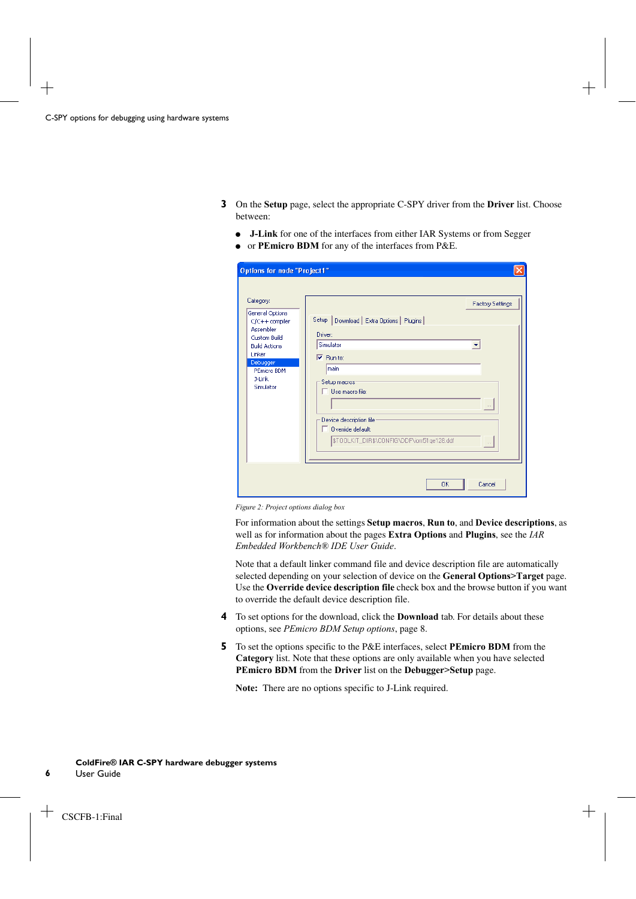3. On the **Setup** page, select the appropriate C-SPY driver from the **Driver** list. Choose between:

   - **J-Link** for one of the interfaces from either IAR Systems or from Segger
   - or **PEmicro BDM** for any of the interfaces from P&E.

*Figure 2: Project options dialog box*

For information about the settings **Setup macros**, **Run to**, and **Device descriptions**, as well as for information about the pages **Extra Options** and **Plugins**, see the *IAR Embedded Workbench® IDE User Guide*.

Note that a default linker command file and device description file are automatically selected depending on your selection of device on the **General Options>Target** page. Use the **Override device description file** check box and the browse button if you want to override the default device description file.

4. To set options for the download, click the **Download** tab. For details about these options, see *PEmicro BDM Setup options*, page 8.

5. To set the options specific to the P&E interfaces, select **PEmicro BDM** from the **Category** list. Note that these options are only available when you have selected **PEmicro BDM** from the **Driver** list on the **Debugger>Setup** page.

**Note:** There are no options specific to J-Link required.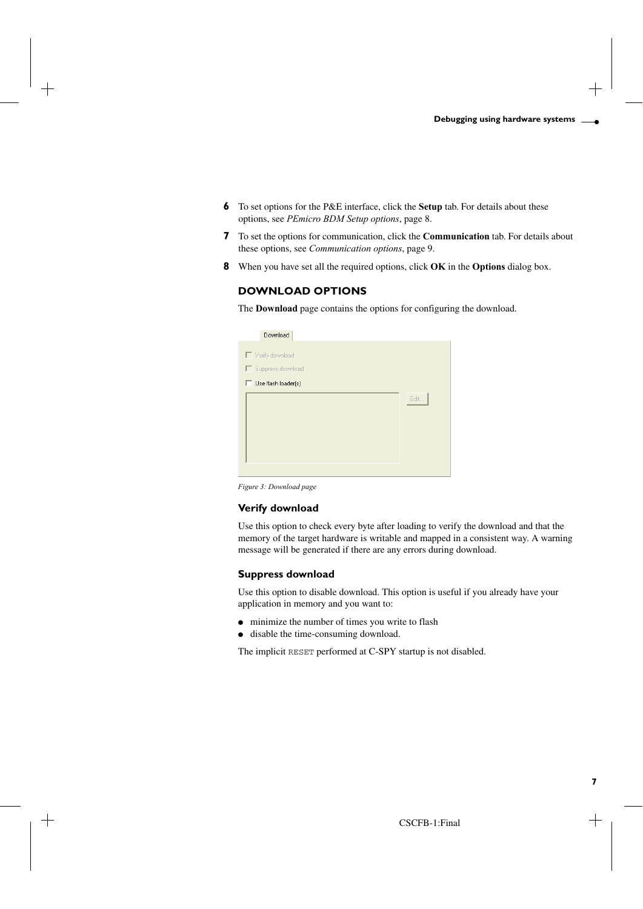6. To set options for the P&E interface, click the **Setup** tab. For details about these options, see *PEmicro BDM Setup options*, page 8.
7. To set the options for communication, click the **Communication** tab. For details about these options, see *Communication options*, page 9.
8. When you have set all the required options, click **OK** in the **Options** dialog box.

## DOWNLOAD OPTIONS

The **Download** page contains the options for configuring the download.

*Figure 3: Download page*

### Verify download

Use this option to check every byte after loading to verify the download and that the memory of the target hardware is writable and mapped in a consistent way. A warning message will be generated if there are any errors during download.

### Suppress download

Use this option to disable download. This option is useful if you already have your application in memory and you want to:

- minimize the number of times you write to flash
- disable the time-consuming download.

The implicit `RESET` performed at C-SPY startup is not disabled.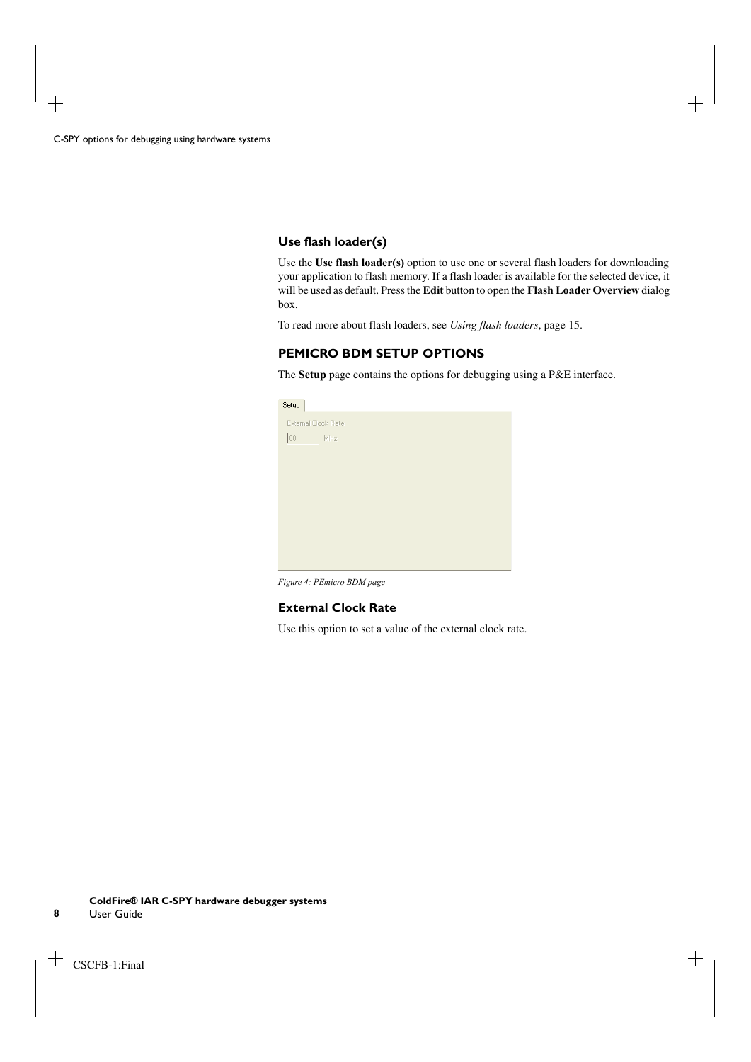### Use flash loader(s)

Use the **Use flash loader(s)** option to use one or several flash loaders for downloading your application to flash memory. If a flash loader is available for the selected device, it will be used as default. Press the **Edit** button to open the **Flash Loader Overview** dialog box.

To read more about flash loaders, see *Using flash loaders*, page 15.

## PEMICRO BDM SETUP OPTIONS

The **Setup** page contains the options for debugging using a P&E interface.

Setup

External Clock Rate:

80 MHz

*Figure 4: PEmicro BDM page*

### External Clock Rate

Use this option to set a value of the external clock rate.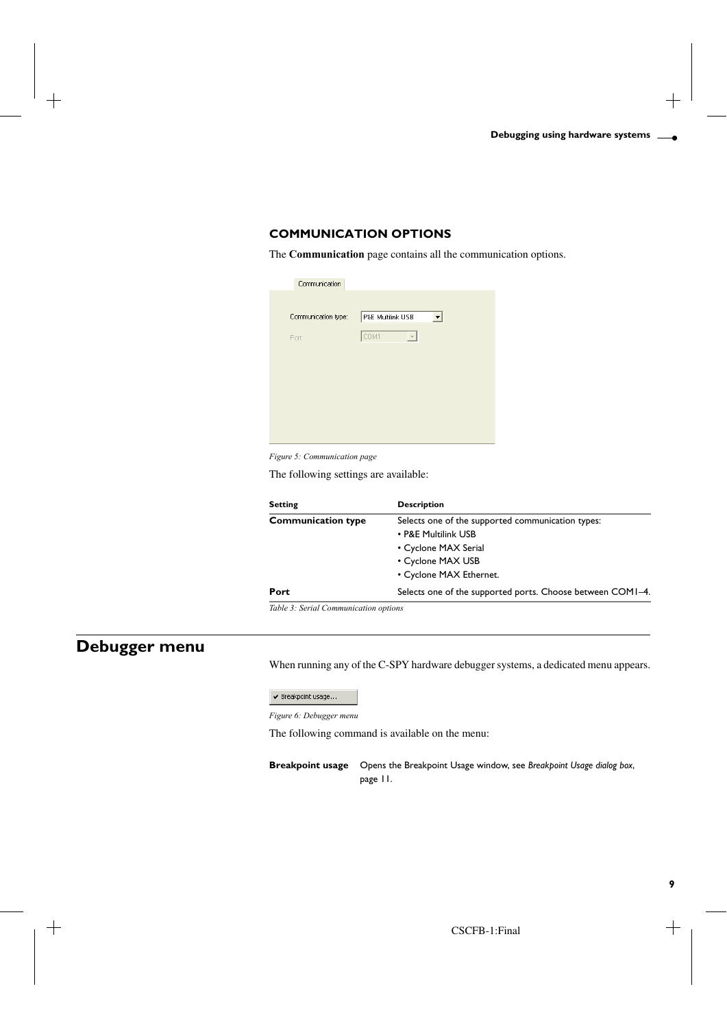### COMMUNICATION OPTIONS

The **Communication** page contains all the communication options.

*Figure 5: Communication page*

The following settings are available:

| Setting | Description |
|---|---|
| **Communication type** | Selects one of the supported communication types:<br>• P&E Multilink USB<br>• Cyclone MAX Serial<br>• Cyclone MAX USB<br>• Cyclone MAX Ethernet. |
| **Port** | Selects one of the supported ports. Choose between COM1–4. |

*Table 3: Serial Communication options*

## Debugger menu

When running any of the C-SPY hardware debugger systems, a dedicated menu appears.

*Figure 6: Debugger menu*

The following command is available on the menu:

**Breakpoint usage** Opens the Breakpoint Usage window, see *Breakpoint Usage dialog box*, page 11.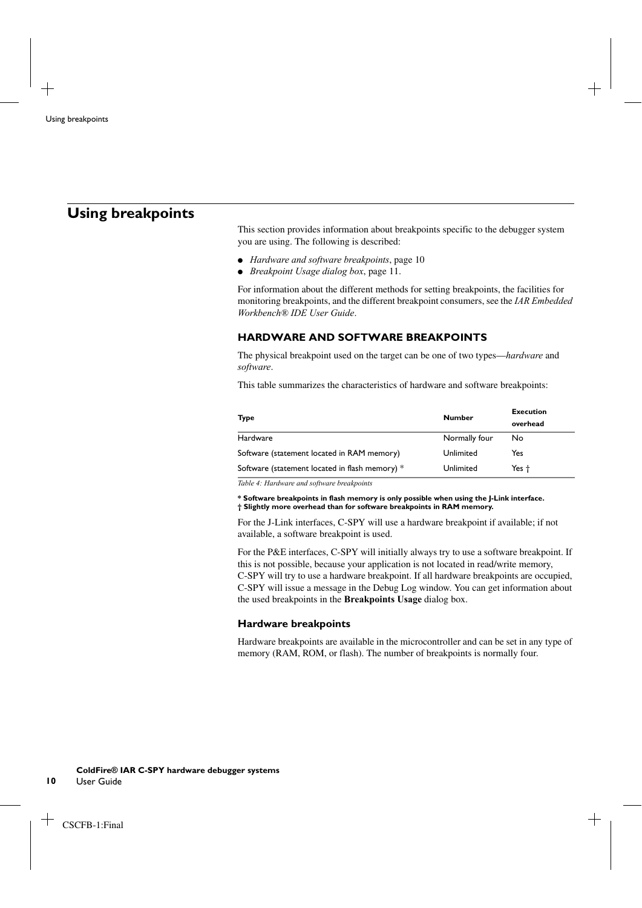# Using breakpoints

This section provides information about breakpoints specific to the debugger system you are using. The following is described:

- *Hardware and software breakpoints*, page 10
- *Breakpoint Usage dialog box*, page 11.

For information about the different methods for setting breakpoints, the facilities for monitoring breakpoints, and the different breakpoint consumers, see the *IAR Embedded Workbench® IDE User Guide*.

## HARDWARE AND SOFTWARE BREAKPOINTS

The physical breakpoint used on the target can be one of two types—*hardware* and *software*.

This table summarizes the characteristics of hardware and software breakpoints:

| Type | Number | Execution overhead |
|---|---|---|
| Hardware | Normally four | No |
| Software (statement located in RAM memory) | Unlimited | Yes |
| Software (statement located in flash memory) * | Unlimited | Yes † |

*Table 4: Hardware and software breakpoints*

**\* Software breakpoints in flash memory is only possible when using the J-Link interface.**
**† Slightly more overhead than for software breakpoints in RAM memory.**

For the J-Link interfaces, C-SPY will use a hardware breakpoint if available; if not available, a software breakpoint is used.

For the P&E interfaces, C-SPY will initially always try to use a software breakpoint. If this is not possible, because your application is not located in read/write memory, C-SPY will try to use a hardware breakpoint. If all hardware breakpoints are occupied, C-SPY will issue a message in the Debug Log window. You can get information about the used breakpoints in the **Breakpoints Usage** dialog box.

### Hardware breakpoints

Hardware breakpoints are available in the microcontroller and can be set in any type of memory (RAM, ROM, or flash). The number of breakpoints is normally four.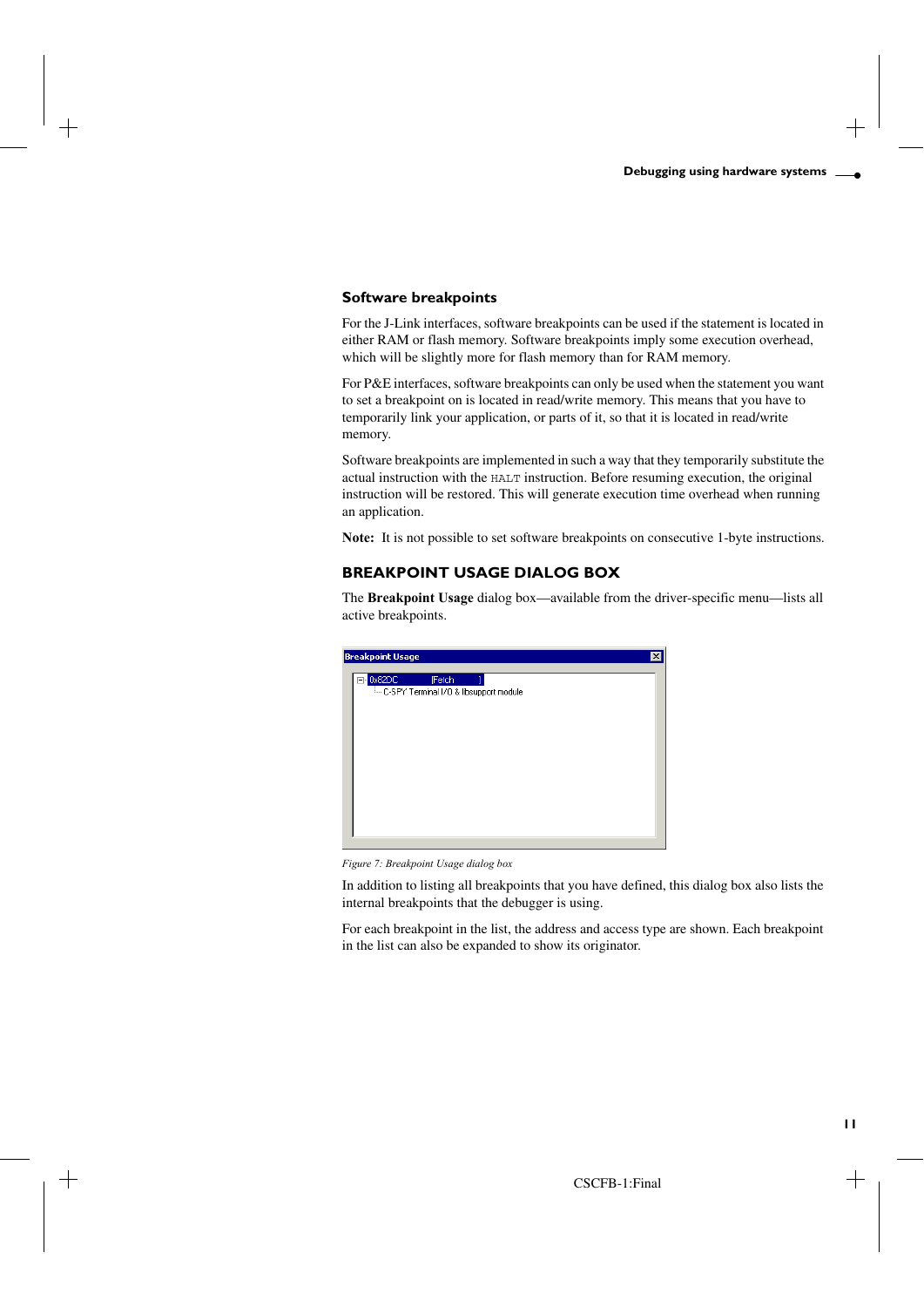### Software breakpoints

For the J-Link interfaces, software breakpoints can be used if the statement is located in either RAM or flash memory. Software breakpoints imply some execution overhead, which will be slightly more for flash memory than for RAM memory.

For P&E interfaces, software breakpoints can only be used when the statement you want to set a breakpoint on is located in read/write memory. This means that you have to temporarily link your application, or parts of it, so that it is located in read/write memory.

Software breakpoints are implemented in such a way that they temporarily substitute the actual instruction with the `HALT` instruction. Before resuming execution, the original instruction will be restored. This will generate execution time overhead when running an application.

**Note:** It is not possible to set software breakpoints on consecutive 1-byte instructions.

## BREAKPOINT USAGE DIALOG BOX

The **Breakpoint Usage** dialog box—available from the driver-specific menu—lists all active breakpoints.

*Figure 7: Breakpoint Usage dialog box*

In addition to listing all breakpoints that you have defined, this dialog box also lists the internal breakpoints that the debugger is using.

For each breakpoint in the list, the address and access type are shown. Each breakpoint in the list can also be expanded to show its originator.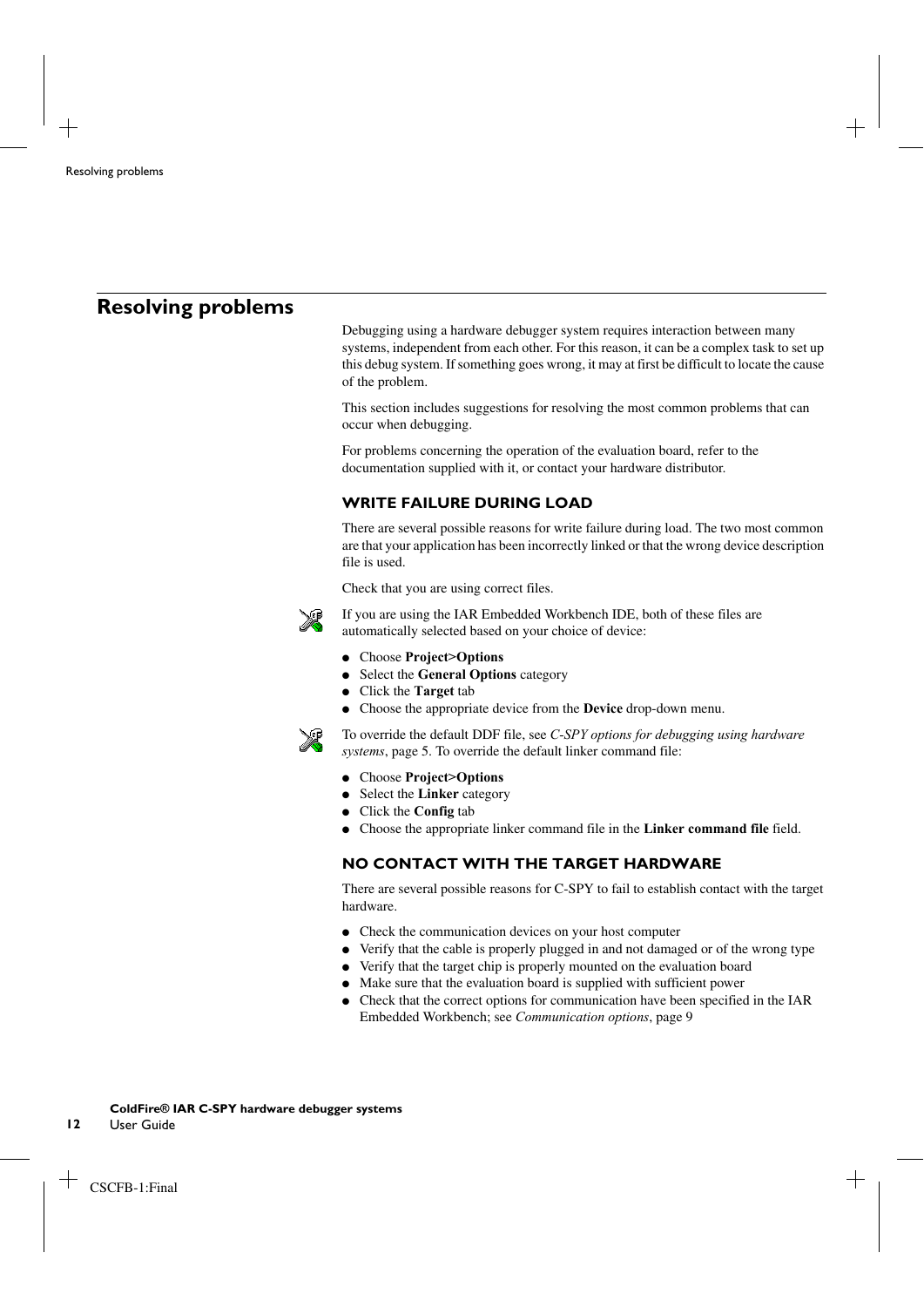## Resolving problems

Debugging using a hardware debugger system requires interaction between many systems, independent from each other. For this reason, it can be a complex task to set up this debug system. If something goes wrong, it may at first be difficult to locate the cause of the problem.

This section includes suggestions for resolving the most common problems that can occur when debugging.

For problems concerning the operation of the evaluation board, refer to the documentation supplied with it, or contact your hardware distributor.

### WRITE FAILURE DURING LOAD

There are several possible reasons for write failure during load. The two most common are that your application has been incorrectly linked or that the wrong device description file is used.

Check that you are using correct files.

If you are using the IAR Embedded Workbench IDE, both of these files are automatically selected based on your choice of device:

- Choose **Project>Options**
- Select the **General Options** category
- Click the **Target** tab
- Choose the appropriate device from the **Device** drop-down menu.

To override the default DDF file, see *C-SPY options for debugging using hardware systems*, page 5. To override the default linker command file:

- Choose **Project>Options**
- Select the **Linker** category
- Click the **Config** tab
- Choose the appropriate linker command file in the **Linker command file** field.

### NO CONTACT WITH THE TARGET HARDWARE

There are several possible reasons for C-SPY to fail to establish contact with the target hardware.

- Check the communication devices on your host computer
- Verify that the cable is properly plugged in and not damaged or of the wrong type
- Verify that the target chip is properly mounted on the evaluation board
- Make sure that the evaluation board is supplied with sufficient power
- Check that the correct options for communication have been specified in the IAR Embedded Workbench; see *Communication options*, page 9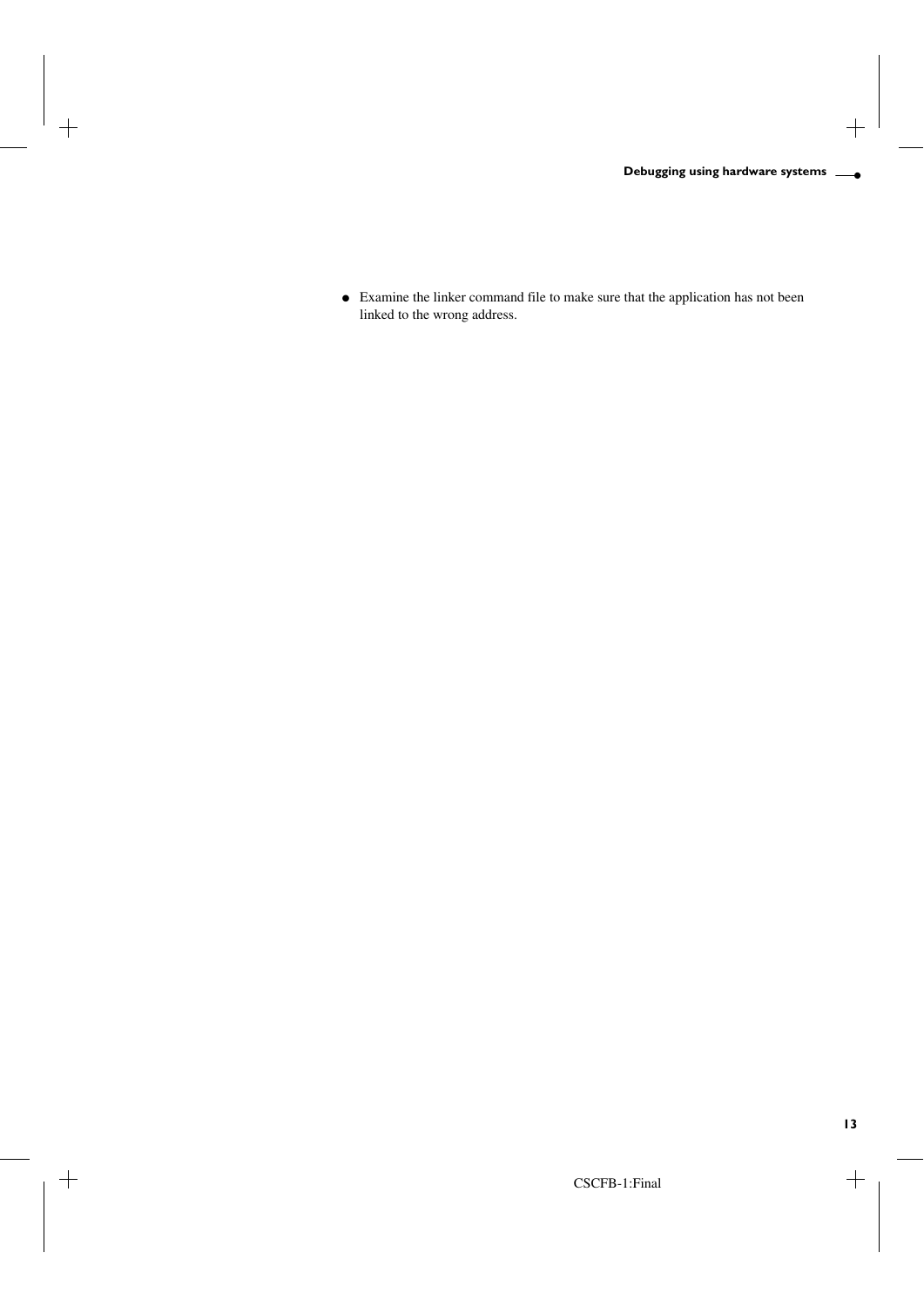- Examine the linker command file to make sure that the application has not been linked to the wrong address.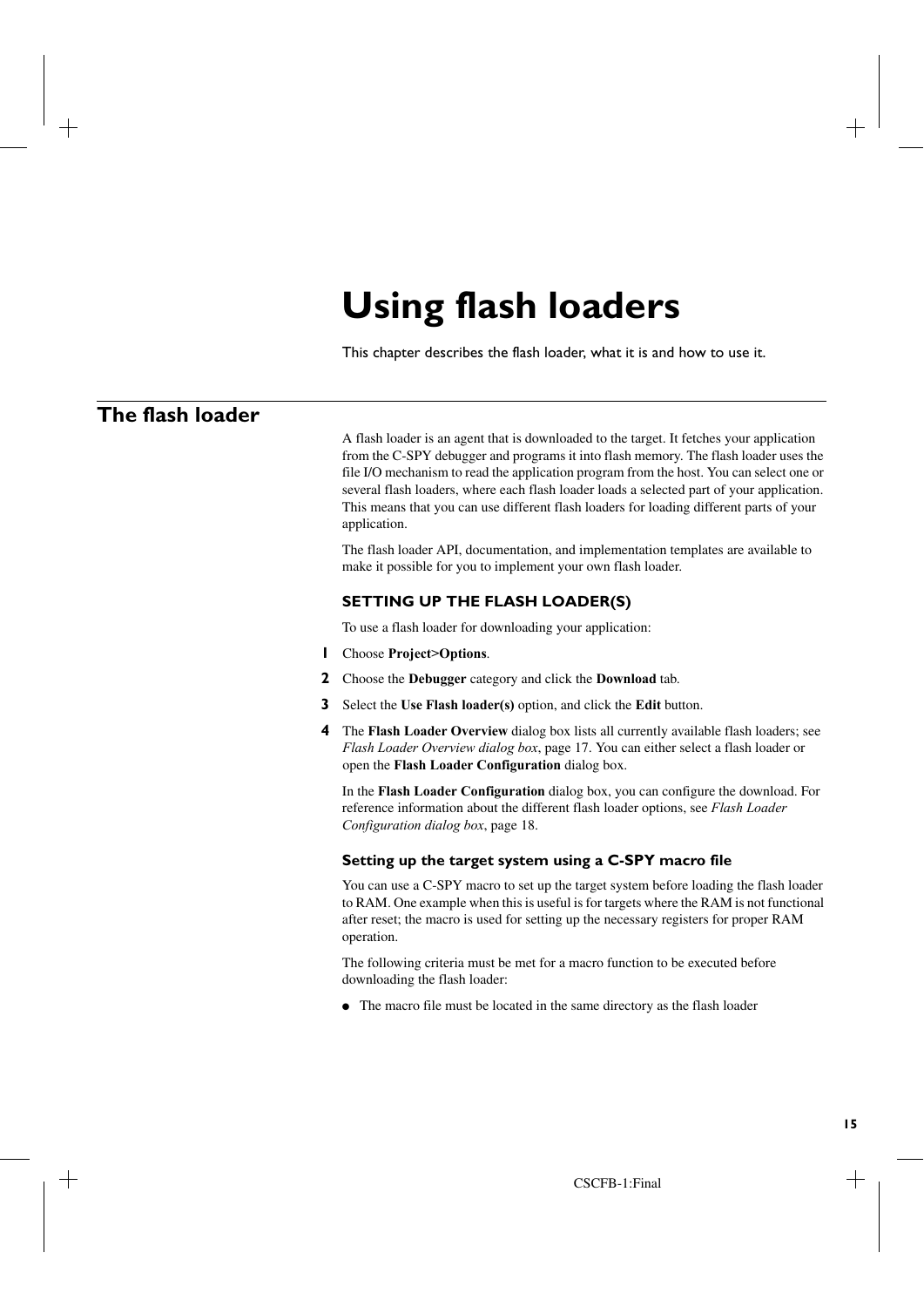# Using flash loaders

This chapter describes the flash loader, what it is and how to use it.

## The flash loader

A flash loader is an agent that is downloaded to the target. It fetches your application from the C-SPY debugger and programs it into flash memory. The flash loader uses the file I/O mechanism to read the application program from the host. You can select one or several flash loaders, where each flash loader loads a selected part of your application. This means that you can use different flash loaders for loading different parts of your application.

The flash loader API, documentation, and implementation templates are available to make it possible for you to implement your own flash loader.

### SETTING UP THE FLASH LOADER(S)

To use a flash loader for downloading your application:

1. Choose **Project>Options**.
2. Choose the **Debugger** category and click the **Download** tab.
3. Select the **Use Flash loader(s)** option, and click the **Edit** button.
4. The **Flash Loader Overview** dialog box lists all currently available flash loaders; see *Flash Loader Overview dialog box*, page 17. You can either select a flash loader or open the **Flash Loader Configuration** dialog box.

   In the **Flash Loader Configuration** dialog box, you can configure the download. For reference information about the different flash loader options, see *Flash Loader Configuration dialog box*, page 18.

#### Setting up the target system using a C-SPY macro file

You can use a C-SPY macro to set up the target system before loading the flash loader to RAM. One example when this is useful is for targets where the RAM is not functional after reset; the macro is used for setting up the necessary registers for proper RAM operation.

The following criteria must be met for a macro function to be executed before downloading the flash loader:

- The macro file must be located in the same directory as the flash loader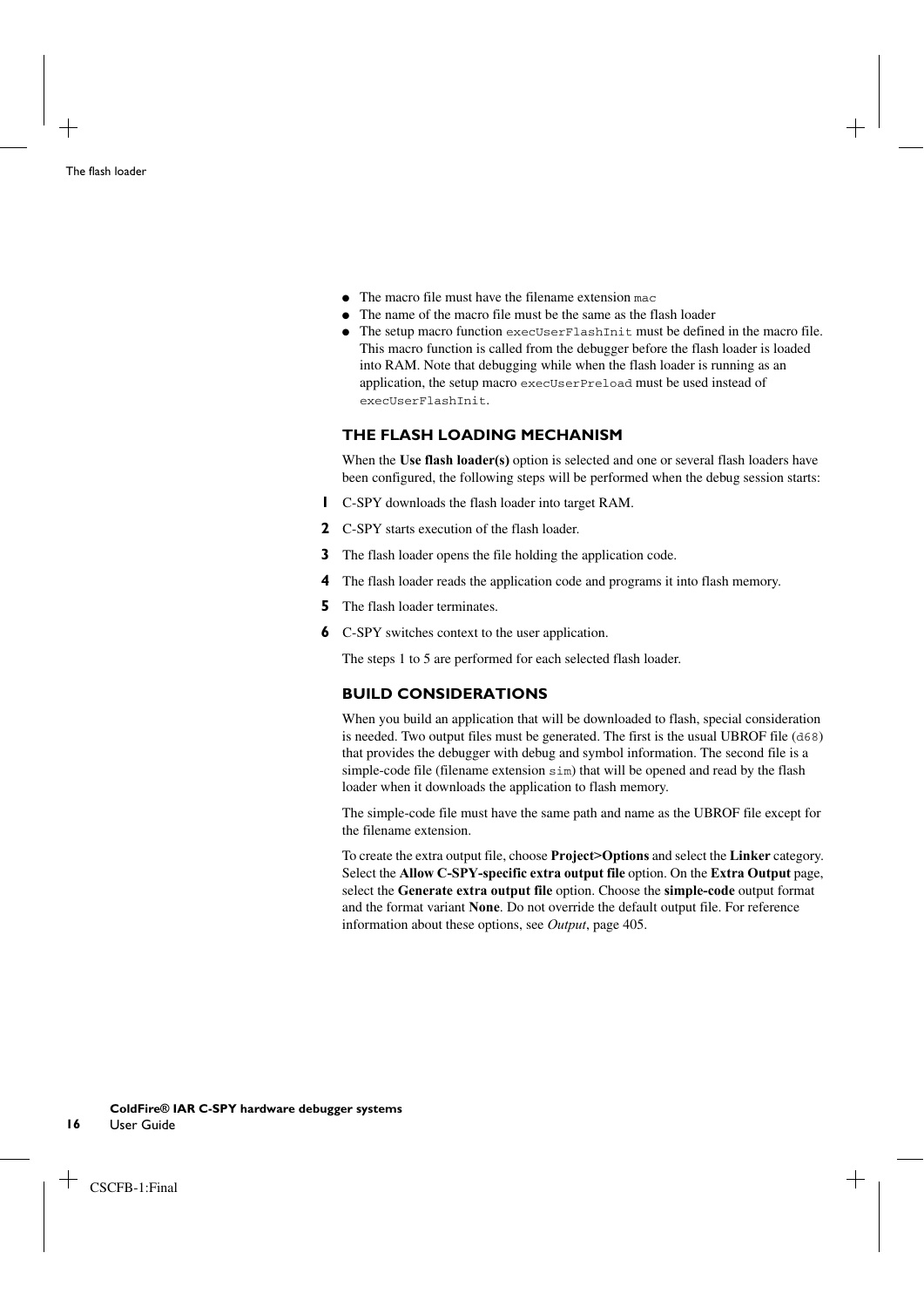- The macro file must have the filename extension `mac`
- The name of the macro file must be the same as the flash loader
- The setup macro function `execUserFlashInit` must be defined in the macro file. This macro function is called from the debugger before the flash loader is loaded into RAM. Note that debugging while when the flash loader is running as an application, the setup macro `execUserPreload` must be used instead of `execUserFlashInit`.

### THE FLASH LOADING MECHANISM

When the **Use flash loader(s)** option is selected and one or several flash loaders have been configured, the following steps will be performed when the debug session starts:

1. C-SPY downloads the flash loader into target RAM.
2. C-SPY starts execution of the flash loader.
3. The flash loader opens the file holding the application code.
4. The flash loader reads the application code and programs it into flash memory.
5. The flash loader terminates.
6. C-SPY switches context to the user application.

The steps 1 to 5 are performed for each selected flash loader.

### BUILD CONSIDERATIONS

When you build an application that will be downloaded to flash, special consideration is needed. Two output files must be generated. The first is the usual UBROF file (`d68`) that provides the debugger with debug and symbol information. The second file is a simple-code file (filename extension `sim`) that will be opened and read by the flash loader when it downloads the application to flash memory.

The simple-code file must have the same path and name as the UBROF file except for the filename extension.

To create the extra output file, choose **Project>Options** and select the **Linker** category. Select the **Allow C-SPY-specific extra output file** option. On the **Extra Output** page, select the **Generate extra output file** option. Choose the **simple-code** output format and the format variant **None**. Do not override the default output file. For reference information about these options, see *Output*, page 405.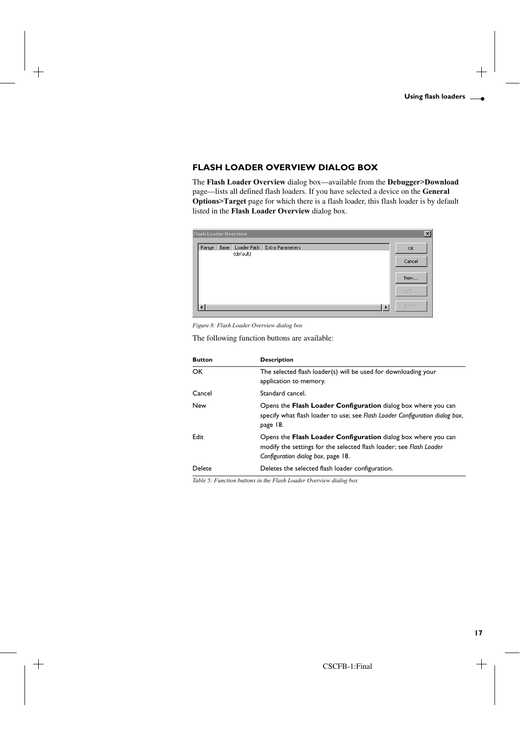## FLASH LOADER OVERVIEW DIALOG BOX

The **Flash Loader Overview** dialog box—available from the **Debugger>Download** page—lists all defined flash loaders. If you have selected a device on the **General Options>Target** page for which there is a flash loader, this flash loader is by default listed in the **Flash Loader Overview** dialog box.

*Figure 8: Flash Loader Overview dialog box*

The following function buttons are available:

| Button | Description |
|---|---|
| OK | The selected flash loader(s) will be used for downloading your application to memory. |
| Cancel | Standard cancel. |
| New | Opens the **Flash Loader Configuration** dialog box where you can specify what flash loader to use; see *Flash Loader Configuration dialog box*, page 18. |
| Edit | Opens the **Flash Loader Configuration** dialog box where you can modify the settings for the selected flash loader; see *Flash Loader Configuration dialog box*, page 18. |
| Delete | Deletes the selected flash loader configuration. |

*Table 5: Function buttons in the Flash Loader Overview dialog box*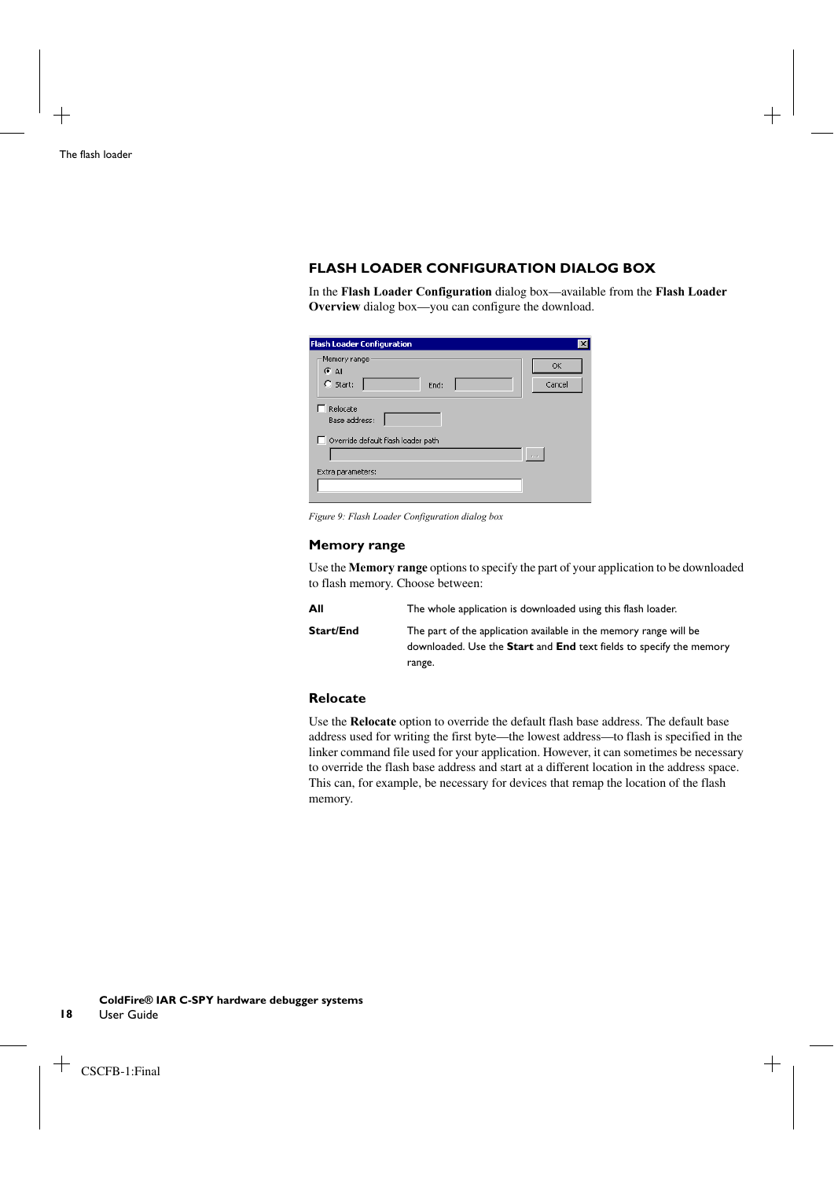### FLASH LOADER CONFIGURATION DIALOG BOX

In the **Flash Loader Configuration** dialog box—available from the **Flash Loader Overview** dialog box—you can configure the download.

*Figure 9: Flash Loader Configuration dialog box*

#### Memory range

Use the **Memory range** options to specify the part of your application to be downloaded to flash memory. Choose between:

| | |
|---|---|
| **All** | The whole application is downloaded using this flash loader. |
| **Start/End** | The part of the application available in the memory range will be downloaded. Use the **Start** and **End** text fields to specify the memory range. |

#### Relocate

Use the **Relocate** option to override the default flash base address. The default base address used for writing the first byte—the lowest address—to flash is specified in the linker command file used for your application. However, it can sometimes be necessary to override the flash base address and start at a different location in the address space. This can, for example, be necessary for devices that remap the location of the flash memory.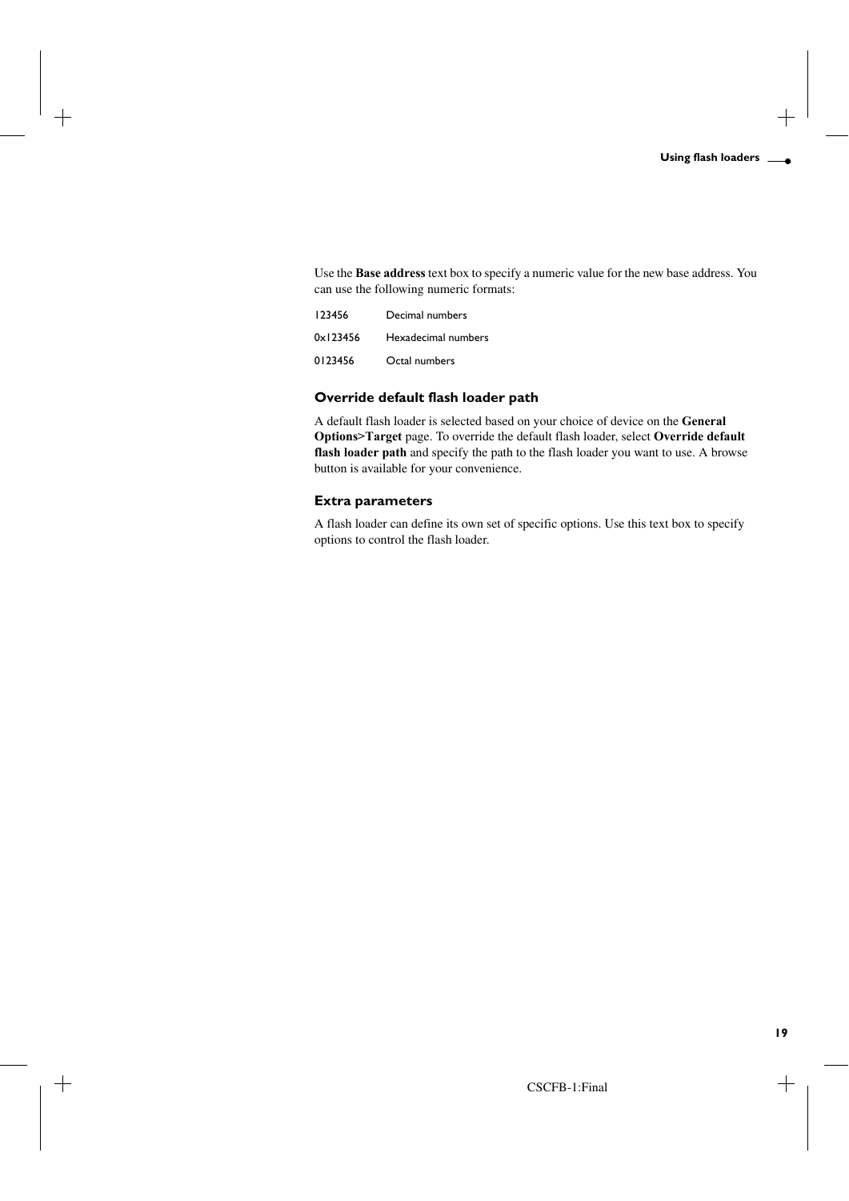Use the **Base address** text box to specify a numeric value for the new base address. You can use the following numeric formats:

| | |
|---|---|
| 123456 | Decimal numbers |
| 0x123456 | Hexadecimal numbers |
| 0123456 | Octal numbers |

### Override default flash loader path

A default flash loader is selected based on your choice of device on the **General Options>Target** page. To override the default flash loader, select **Override default flash loader path** and specify the path to the flash loader you want to use. A browse button is available for your convenience.

### Extra parameters

A flash loader can define its own set of specific options. Use this text box to specify options to control the flash loader.